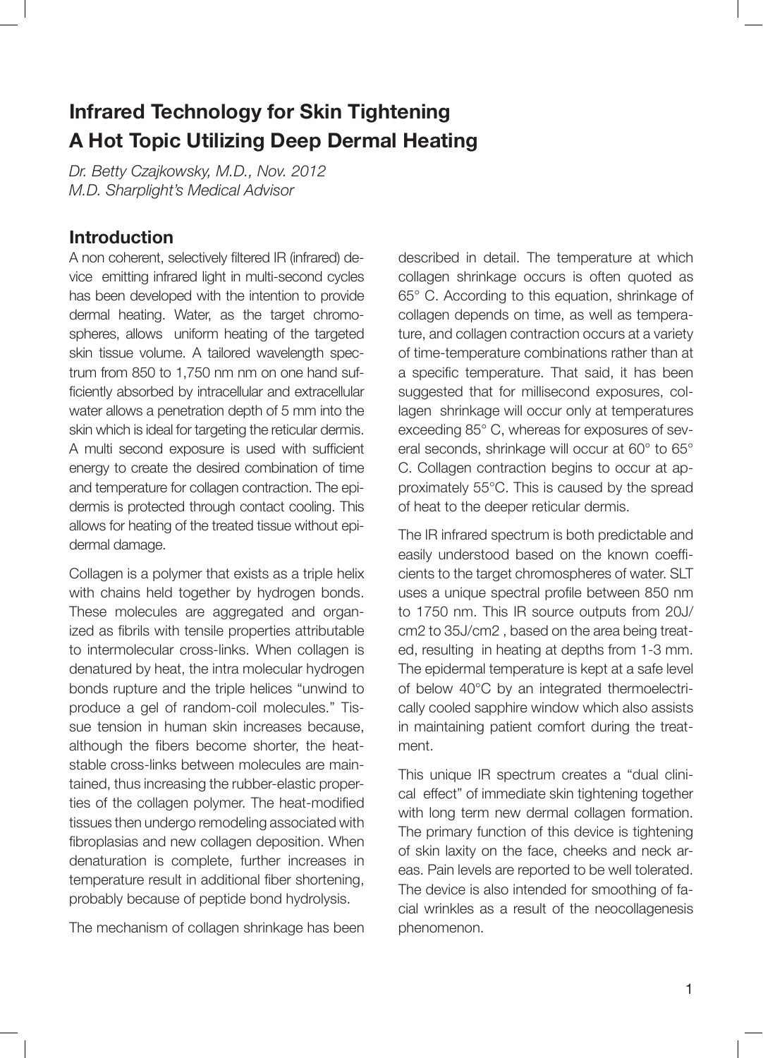# Infrared Technology for Skin Tightening
# A Hot Topic Utilizing Deep Dermal Heating

*Dr. Betty Czajkowsky, M.D., Nov. 2012*
*M.D. Sharplight's Medical Advisor*

## Introduction

A non coherent, selectively filtered IR (infrared) device emitting infrared light in multi-second cycles has been developed with the intention to provide dermal heating. Water, as the target chromospheres, allows uniform heating of the targeted skin tissue volume. A tailored wavelength spectrum from 850 to 1,750 nm nm on one hand sufficiently absorbed by intracellular and extracellular water allows a penetration depth of 5 mm into the skin which is ideal for targeting the reticular dermis. A multi second exposure is used with sufficient energy to create the desired combination of time and temperature for collagen contraction. The epidermis is protected through contact cooling. This allows for heating of the treated tissue without epidermal damage.

Collagen is a polymer that exists as a triple helix with chains held together by hydrogen bonds. These molecules are aggregated and organized as fibrils with tensile properties attributable to intermolecular cross-links. When collagen is denatured by heat, the intra molecular hydrogen bonds rupture and the triple helices "unwind to produce a gel of random-coil molecules." Tissue tension in human skin increases because, although the fibers become shorter, the heat-stable cross-links between molecules are maintained, thus increasing the rubber-elastic properties of the collagen polymer. The heat-modified tissues then undergo remodeling associated with fibroplasias and new collagen deposition. When denaturation is complete, further increases in temperature result in additional fiber shortening, probably because of peptide bond hydrolysis.

The mechanism of collagen shrinkage has been described in detail. The temperature at which collagen shrinkage occurs is often quoted as 65° C. According to this equation, shrinkage of collagen depends on time, as well as temperature, and collagen contraction occurs at a variety of time-temperature combinations rather than at a specific temperature. That said, it has been suggested that for millisecond exposures, collagen shrinkage will occur only at temperatures exceeding 85° C, whereas for exposures of several seconds, shrinkage will occur at 60° to 65° C. Collagen contraction begins to occur at approximately 55°C. This is caused by the spread of heat to the deeper reticular dermis.

The IR infrared spectrum is both predictable and easily understood based on the known coefficients to the target chromospheres of water. SLT uses a unique spectral profile between 850 nm to 1750 nm. This IR source outputs from 20J/cm2 to 35J/cm2 , based on the area being treated, resulting in heating at depths from 1-3 mm. The epidermal temperature is kept at a safe level of below 40°C by an integrated thermoelectrically cooled sapphire window which also assists in maintaining patient comfort during the treatment.

This unique IR spectrum creates a "dual clinical effect" of immediate skin tightening together with long term new dermal collagen formation. The primary function of this device is tightening of skin laxity on the face, cheeks and neck areas. Pain levels are reported to be well tolerated. The device is also intended for smoothing of facial wrinkles as a result of the neocollagenesis phenomenon.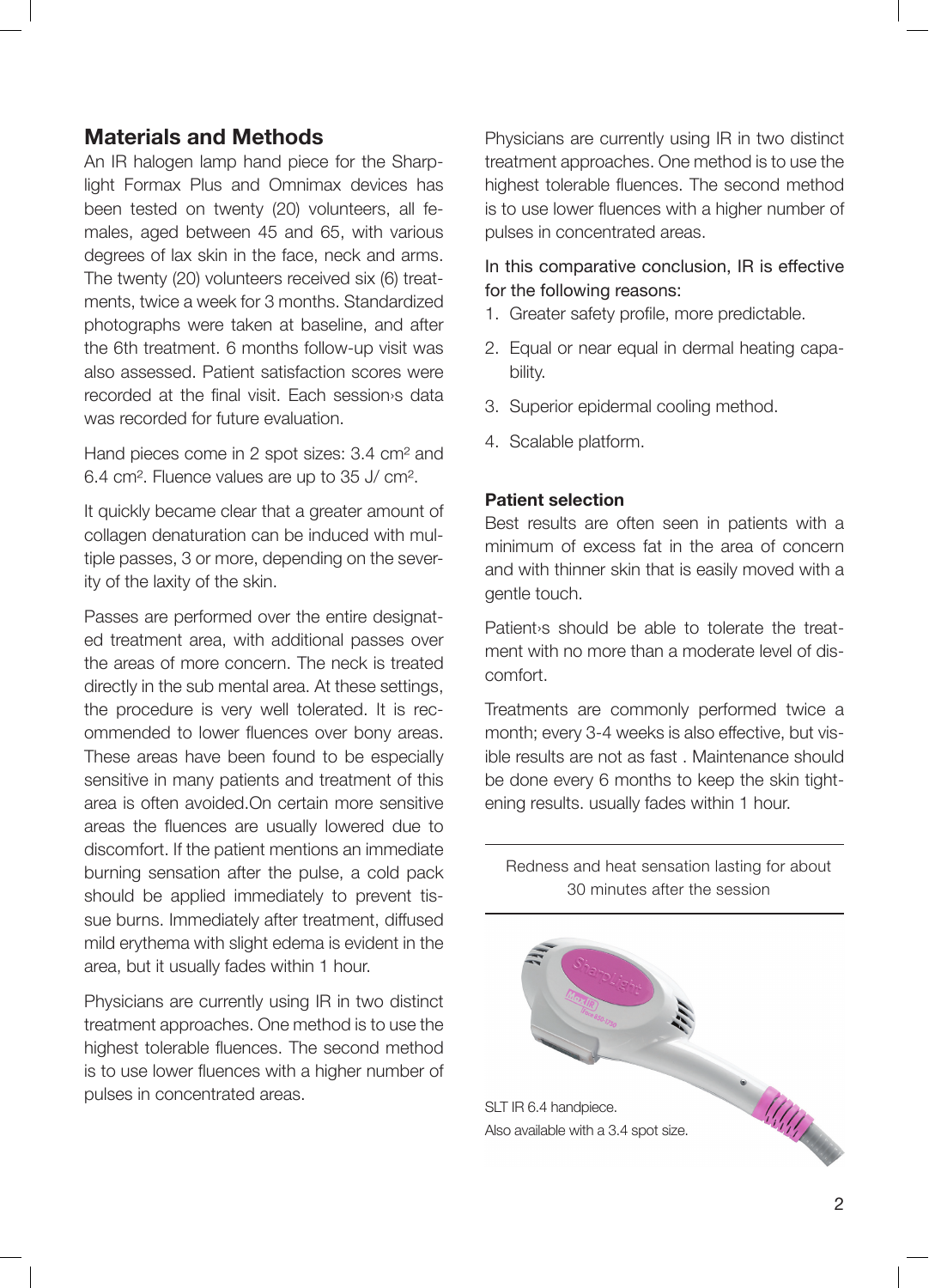## Materials and Methods

An IR halogen lamp hand piece for the Sharplight Formax Plus and Omnimax devices has been tested on twenty (20) volunteers, all females, aged between 45 and 65, with various degrees of lax skin in the face, neck and arms. The twenty (20) volunteers received six (6) treatments, twice a week for 3 months. Standardized photographs were taken at baseline, and after the 6th treatment. 6 months follow-up visit was also assessed. Patient satisfaction scores were recorded at the final visit. Each session›s data was recorded for future evaluation.

Hand pieces come in 2 spot sizes: 3.4 $cm^2$ and 6.4 $cm^2$. Fluence values are up to 35 J/ $cm^2$.

It quickly became clear that a greater amount of collagen denaturation can be induced with multiple passes, 3 or more, depending on the severity of the laxity of the skin.

Passes are performed over the entire designated treatment area, with additional passes over the areas of more concern. The neck is treated directly in the sub mental area. At these settings, the procedure is very well tolerated. It is recommended to lower fluences over bony areas. These areas have been found to be especially sensitive in many patients and treatment of this area is often avoided.On certain more sensitive areas the fluences are usually lowered due to discomfort. If the patient mentions an immediate burning sensation after the pulse, a cold pack should be applied immediately to prevent tissue burns. Immediately after treatment, diffused mild erythema with slight edema is evident in the area, but it usually fades within 1 hour.

Physicians are currently using IR in two distinct treatment approaches. One method is to use the highest tolerable fluences. The second method is to use lower fluences with a higher number of pulses in concentrated areas.

Physicians are currently using IR in two distinct treatment approaches. One method is to use the highest tolerable fluences. The second method is to use lower fluences with a higher number of pulses in concentrated areas.

In this comparative conclusion, IR is effective for the following reasons:

1. Greater safety profile, more predictable.
2. Equal or near equal in dermal heating capability.
3. Superior epidermal cooling method.
4. Scalable platform.

### Patient selection

Best results are often seen in patients with a minimum of excess fat in the area of concern and with thinner skin that is easily moved with a gentle touch.

Patient›s should be able to tolerate the treatment with no more than a moderate level of discomfort.

Treatments are commonly performed twice a month; every 3-4 weeks is also effective, but visible results are not as fast . Maintenance should be done every 6 months to keep the skin tightening results. usually fades within 1 hour.

Redness and heat sensation lasting for about 30 minutes after the session

SLT IR 6.4 handpiece.
Also available with a 3.4 spot size.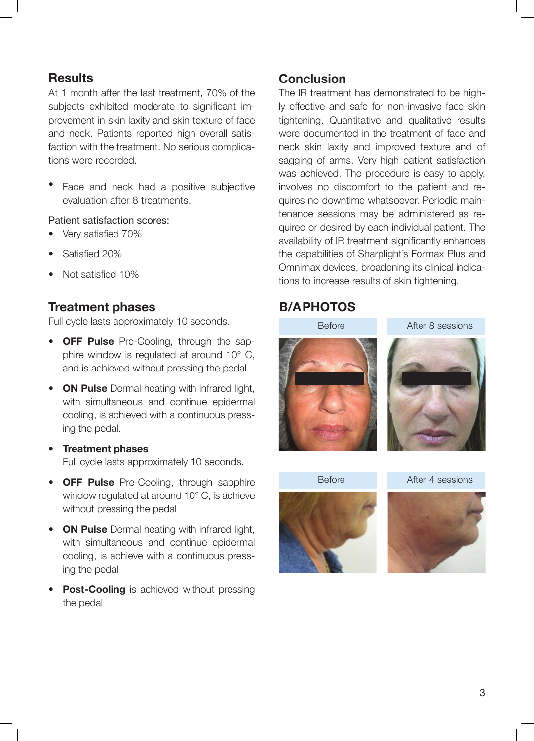## Results

At 1 month after the last treatment, 70% of the subjects exhibited moderate to significant improvement in skin laxity and skin texture of face and neck. Patients reported high overall satisfaction with the treatment. No serious complications were recorded.

- Face and neck had a positive subjective evaluation after 8 treatments.

Patient satisfaction scores:

- Very satisfied 70%
- Satisfied 20%
- Not satisfied 10%

## Treatment phases

Full cycle lasts approximately 10 seconds.

- **OFF Pulse** Pre-Cooling, through the sapphire window is regulated at around 10° C, and is achieved without pressing the pedal.
- **ON Pulse** Dermal heating with infrared light, with simultaneous and continue epidermal cooling, is achieved with a continuous pressing the pedal.
- **Treatment phases**
  Full cycle lasts approximately 10 seconds.
- **OFF Pulse** Pre-Cooling, through sapphire window regulated at around 10° C, is achieve without pressing the pedal
- **ON Pulse** Dermal heating with infrared light, with simultaneous and continue epidermal cooling, is achieve with a continuous pressing the pedal
- **Post-Cooling** is achieved without pressing the pedal

## Conclusion

The IR treatment has demonstrated to be highly effective and safe for non-invasive face skin tightening. Quantitative and qualitative results were documented in the treatment of face and neck skin laxity and improved texture and of sagging of arms. Very high patient satisfaction was achieved. The procedure is easy to apply, involves no discomfort to the patient and requires no downtime whatsoever. Periodic maintenance sessions may be administered as required or desired by each individual patient. The availability of IR treatment significantly enhances the capabilities of Sharplight's Formax Plus and Omnimax devices, broadening its clinical indications to increase results of skin tightening.

## B/A PHOTOS

Before | After 8 sessions

Before | After 4 sessions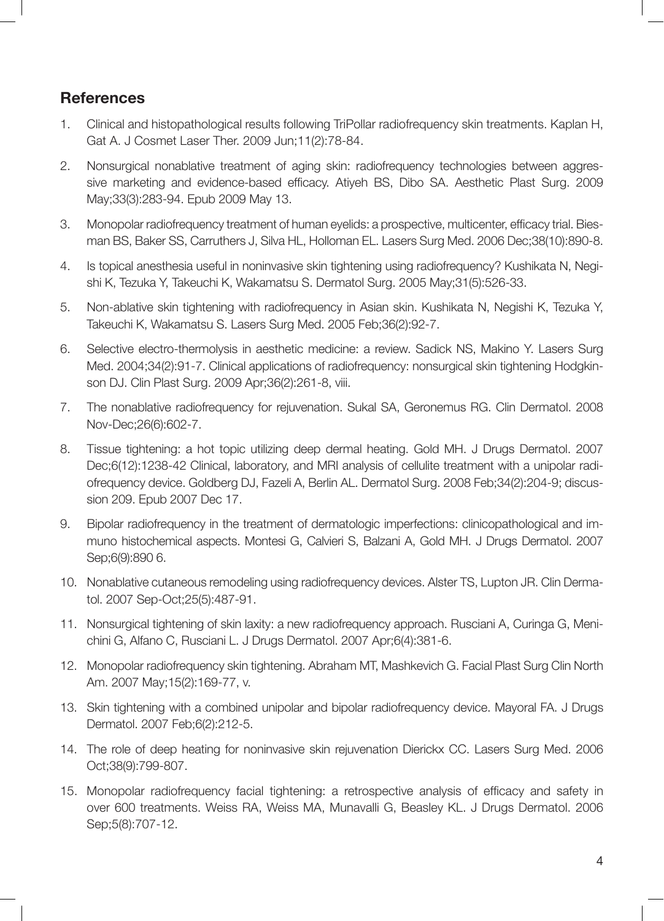## References

1. Clinical and histopathological results following TriPollar radiofrequency skin treatments. Kaplan H, Gat A. J Cosmet Laser Ther. 2009 Jun;11(2):78-84.
2. Nonsurgical nonablative treatment of aging skin: radiofrequency technologies between aggressive marketing and evidence-based efficacy. Atiyeh BS, Dibo SA. Aesthetic Plast Surg. 2009 May;33(3):283-94. Epub 2009 May 13.
3. Monopolar radiofrequency treatment of human eyelids: a prospective, multicenter, efficacy trial. Biesman BS, Baker SS, Carruthers J, Silva HL, Holloman EL. Lasers Surg Med. 2006 Dec;38(10):890-8.
4. Is topical anesthesia useful in noninvasive skin tightening using radiofrequency? Kushikata N, Negishi K, Tezuka Y, Takeuchi K, Wakamatsu S. Dermatol Surg. 2005 May;31(5):526-33.
5. Non-ablative skin tightening with radiofrequency in Asian skin. Kushikata N, Negishi K, Tezuka Y, Takeuchi K, Wakamatsu S. Lasers Surg Med. 2005 Feb;36(2):92-7.
6. Selective electro-thermolysis in aesthetic medicine: a review. Sadick NS, Makino Y. Lasers Surg Med. 2004;34(2):91-7. Clinical applications of radiofrequency: nonsurgical skin tightening Hodgkinson DJ. Clin Plast Surg. 2009 Apr;36(2):261-8, viii.
7. The nonablative radiofrequency for rejuvenation. Sukal SA, Geronemus RG. Clin Dermatol. 2008 Nov-Dec;26(6):602-7.
8. Tissue tightening: a hot topic utilizing deep dermal heating. Gold MH. J Drugs Dermatol. 2007 Dec;6(12):1238-42 Clinical, laboratory, and MRI analysis of cellulite treatment with a unipolar radiofrequency device. Goldberg DJ, Fazeli A, Berlin AL. Dermatol Surg. 2008 Feb;34(2):204-9; discussion 209. Epub 2007 Dec 17.
9. Bipolar radiofrequency in the treatment of dermatologic imperfections: clinicopathological and immuno histochemical aspects. Montesi G, Calvieri S, Balzani A, Gold MH. J Drugs Dermatol. 2007 Sep;6(9):890 6.
10. Nonablative cutaneous remodeling using radiofrequency devices. Alster TS, Lupton JR. Clin Dermatol. 2007 Sep-Oct;25(5):487-91.
11. Nonsurgical tightening of skin laxity: a new radiofrequency approach. Rusciani A, Curinga G, Menichini G, Alfano C, Rusciani L. J Drugs Dermatol. 2007 Apr;6(4):381-6.
12. Monopolar radiofrequency skin tightening. Abraham MT, Mashkevich G. Facial Plast Surg Clin North Am. 2007 May;15(2):169-77, v.
13. Skin tightening with a combined unipolar and bipolar radiofrequency device. Mayoral FA. J Drugs Dermatol. 2007 Feb;6(2):212-5.
14. The role of deep heating for noninvasive skin rejuvenation Dierickx CC. Lasers Surg Med. 2006 Oct;38(9):799-807.
15. Monopolar radiofrequency facial tightening: a retrospective analysis of efficacy and safety in over 600 treatments. Weiss RA, Weiss MA, Munavalli G, Beasley KL. J Drugs Dermatol. 2006 Sep;5(8):707-12.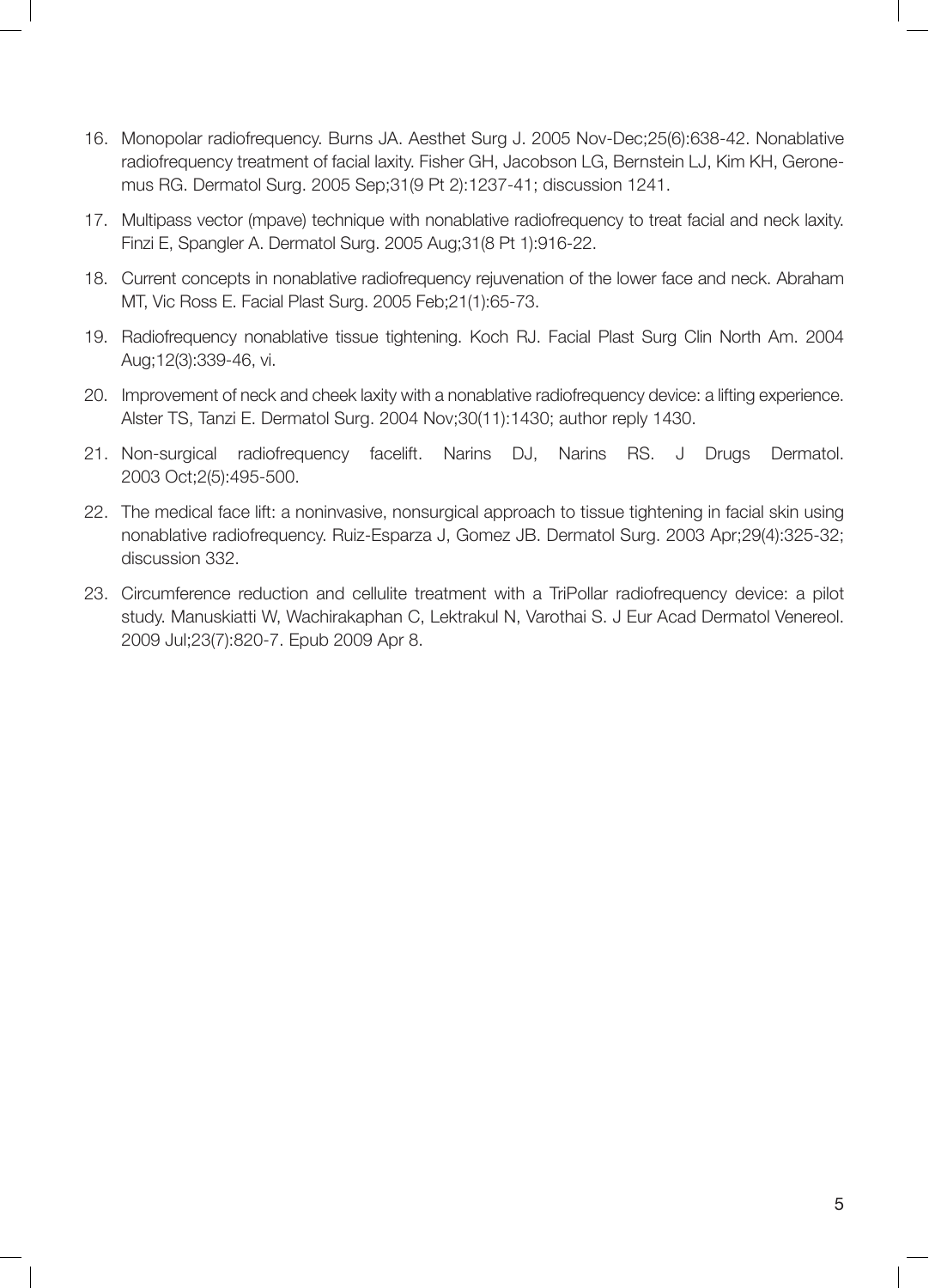16. Monopolar radiofrequency. Burns JA. Aesthet Surg J. 2005 Nov-Dec;25(6):638-42. Nonablative radiofrequency treatment of facial laxity. Fisher GH, Jacobson LG, Bernstein LJ, Kim KH, Geronemus RG. Dermatol Surg. 2005 Sep;31(9 Pt 2):1237-41; discussion 1241.
17. Multipass vector (mpave) technique with nonablative radiofrequency to treat facial and neck laxity. Finzi E, Spangler A. Dermatol Surg. 2005 Aug;31(8 Pt 1):916-22.
18. Current concepts in nonablative radiofrequency rejuvenation of the lower face and neck. Abraham MT, Vic Ross E. Facial Plast Surg. 2005 Feb;21(1):65-73.
19. Radiofrequency nonablative tissue tightening. Koch RJ. Facial Plast Surg Clin North Am. 2004 Aug;12(3):339-46, vi.
20. Improvement of neck and cheek laxity with a nonablative radiofrequency device: a lifting experience. Alster TS, Tanzi E. Dermatol Surg. 2004 Nov;30(11):1430; author reply 1430.
21. Non-surgical radiofrequency facelift. Narins DJ, Narins RS. J Drugs Dermatol. 2003 Oct;2(5):495-500.
22. The medical face lift: a noninvasive, nonsurgical approach to tissue tightening in facial skin using nonablative radiofrequency. Ruiz-Esparza J, Gomez JB. Dermatol Surg. 2003 Apr;29(4):325-32; discussion 332.
23. Circumference reduction and cellulite treatment with a TriPollar radiofrequency device: a pilot study. Manuskiatti W, Wachirakaphan C, Lektrakul N, Varothai S. J Eur Acad Dermatol Venereol. 2009 Jul;23(7):820-7. Epub 2009 Apr 8.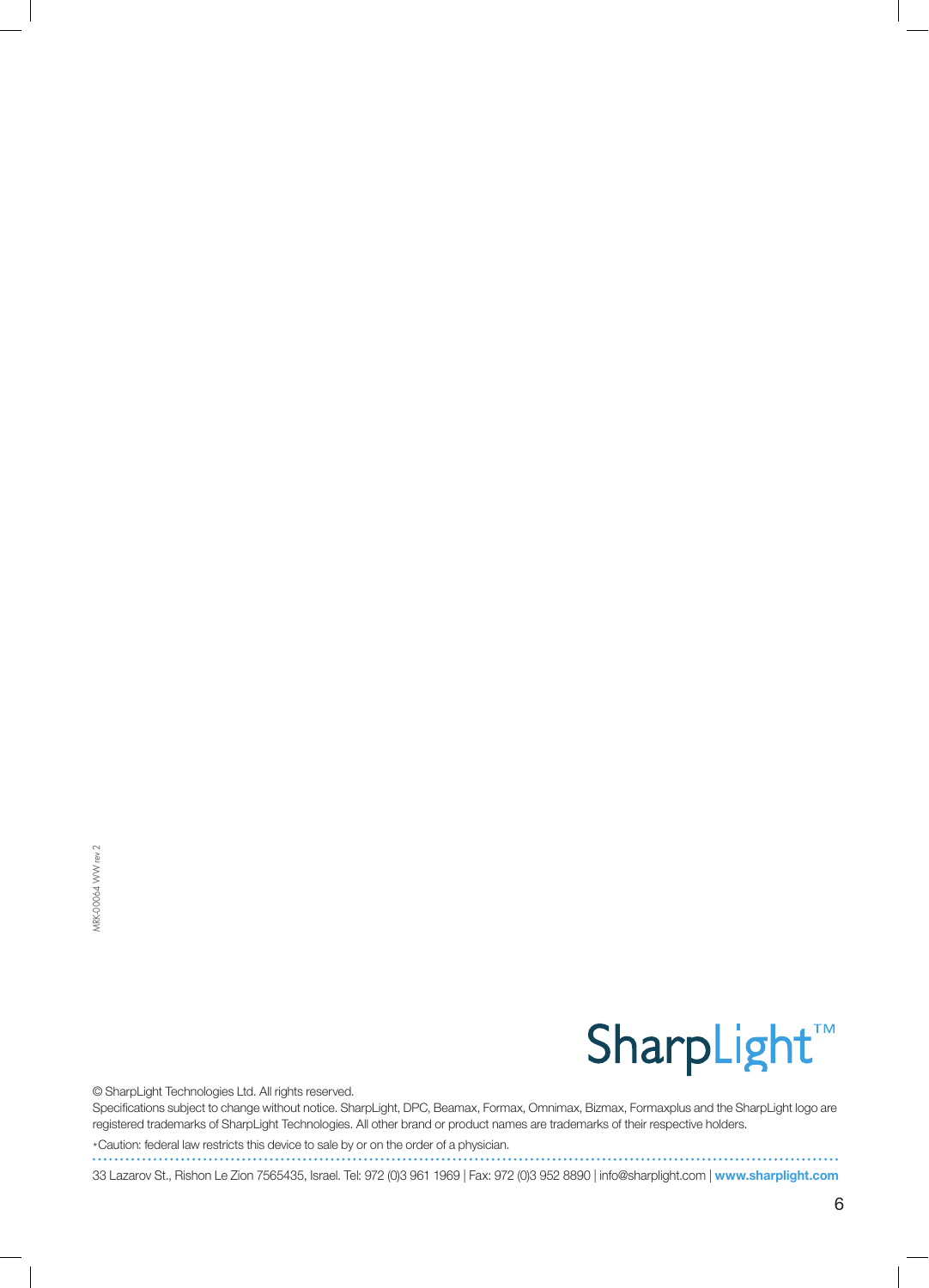MRK-00064 WW rev 2

SharpLight™

© SharpLight Technologies Ltd. All rights reserved.

Specifications subject to change without notice. SharpLight, DPC, Beamax, Formax, Omnimax, Bizmax, Formaxplus and the SharpLight logo are registered trademarks of SharpLight Technologies. All other brand or product names are trademarks of their respective holders.

*Caution: federal law restricts this device to sale by or on the order of a physician.

33 Lazarov St., Rishon Le Zion 7565435, Israel. Tel: 972 (0)3 961 1969 | Fax: 972 (0)3 952 8890 | info@sharplight.com | **www.sharplight.com**